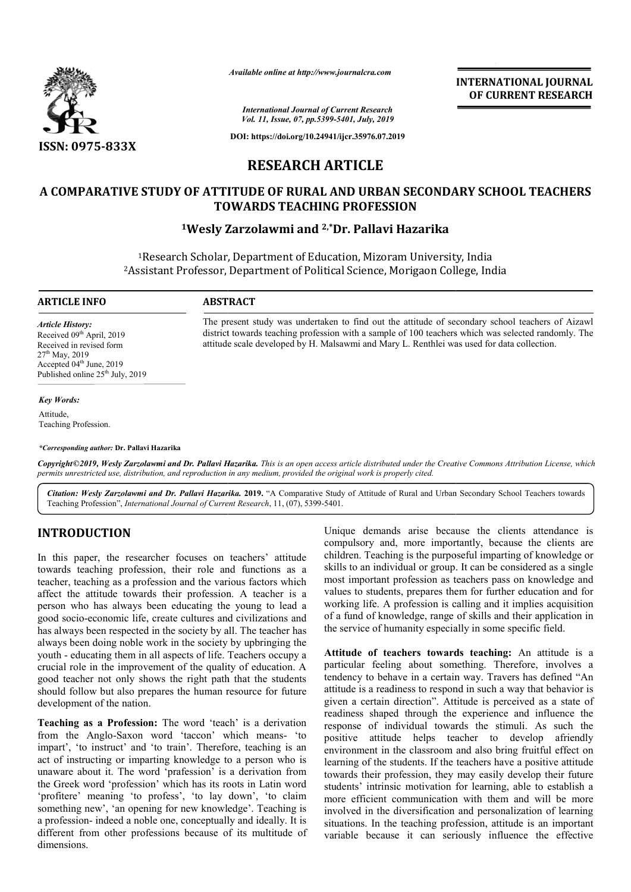ISSN: 0975-833X

*Available online at http://www.journalcra.com*

*International Journal of Current Research*
*Vol. 11, Issue, 07, pp.5399-5401, July, 2019*

**DOI: https://doi.org/10.24941/ijcr.35976.07.2019**

**INTERNATIONAL JOURNAL OF CURRENT RESEARCH**

# RESEARCH ARTICLE

## A COMPARATIVE STUDY OF ATTITUDE OF RURAL AND URBAN SECONDARY SCHOOL TEACHERS TOWARDS TEACHING PROFESSION

**[1]Wesly Zarzolawmi and [2,*]Dr. Pallavi Hazarika**

[1]Research Scholar, Department of Education, Mizoram University, India
[2]Assistant Professor, Department of Political Science, Morigaon College, India

**ARTICLE INFO**

*Article History:*
Received 09th April, 2019
Received in revised form
27th May, 2019
Accepted 04th June, 2019
Published online 25th July, 2019

*Key Words:*
Attitude,
Teaching Profession.

*\*Corresponding author:* **Dr. Pallavi Hazarika**

**ABSTRACT**

The present study was undertaken to find out the attitude of secondary school teachers of Aizawl district towards teaching profession with a sample of 100 teachers which was selected randomly. The attitude scale developed by H. Malsawmi and Mary L. Renthlei was used for data collection.

*Copyright©2019, Wesly Zarzolawmi and Dr. Pallavi Hazarika. This is an open access article distributed under the Creative Commons Attribution License, which permits unrestricted use, distribution, and reproduction in any medium, provided the original work is properly cited.*

***Citation:** Wesly Zarzolawmi and Dr. Pallavi Hazarika.* **2019.** "A Comparative Study of Attitude of Rural and Urban Secondary School Teachers towards Teaching Profession", *International Journal of Current Research*, 11, (07), 5399-5401.

## INTRODUCTION

In this paper, the researcher focuses on teachers' attitude towards teaching profession, their role and functions as a teacher, teaching as a profession and the various factors which affect the attitude towards their profession. A teacher is a person who has always been educating the young to lead a good socio-economic life, create cultures and civilizations and has always been respected in the society by all. The teacher has always been doing noble work in the society by upbringing the youth - educating them in all aspects of life. Teachers occupy a crucial role in the improvement of the quality of education. A good teacher not only shows the right path that the students should follow but also prepares the human resource for future development of the nation.

**Teaching as a Profession:** The word 'teach' is a derivation from the Anglo-Saxon word 'taccon' which means- 'to impart', 'to instruct' and 'to train'. Therefore, teaching is an act of instructing or imparting knowledge to a person who is unaware about it. The word 'prafession' is a derivation from the Greek word 'profession' which has its roots in Latin word 'profitere' meaning 'to profess', 'to lay down', 'to claim something new', 'an opening for new knowledge'. Teaching is a profession- indeed a noble one, conceptually and ideally. It is different from other professions because of its multitude of dimensions.

Unique demands arise because the clients attendance is compulsory and, more importantly, because the clients are children. Teaching is the purposeful imparting of knowledge or skills to an individual or group. It can be considered as a single most important profession as teachers pass on knowledge and values to students, prepares them for further education and for working life. A profession is calling and it implies acquisition of a fund of knowledge, range of skills and their application in the service of humanity especially in some specific field.

**Attitude of teachers towards teaching:** An attitude is a particular feeling about something. Therefore, involves a tendency to behave in a certain way. Travers has defined "An attitude is a readiness to respond in such a way that behavior is given a certain direction". Attitude is perceived as a state of readiness shaped through the experience and influence the response of individual towards the stimuli. As such the positive attitude helps teacher to develop afriendly environment in the classroom and also bring fruitful effect on learning of the students. If the teachers have a positive attitude towards their profession, they may easily develop their future students' intrinsic motivation for learning, able to establish a more efficient communication with them and will be more involved in the diversification and personalization of learning situations. In the teaching profession, attitude is an important variable because it can seriously influence the effective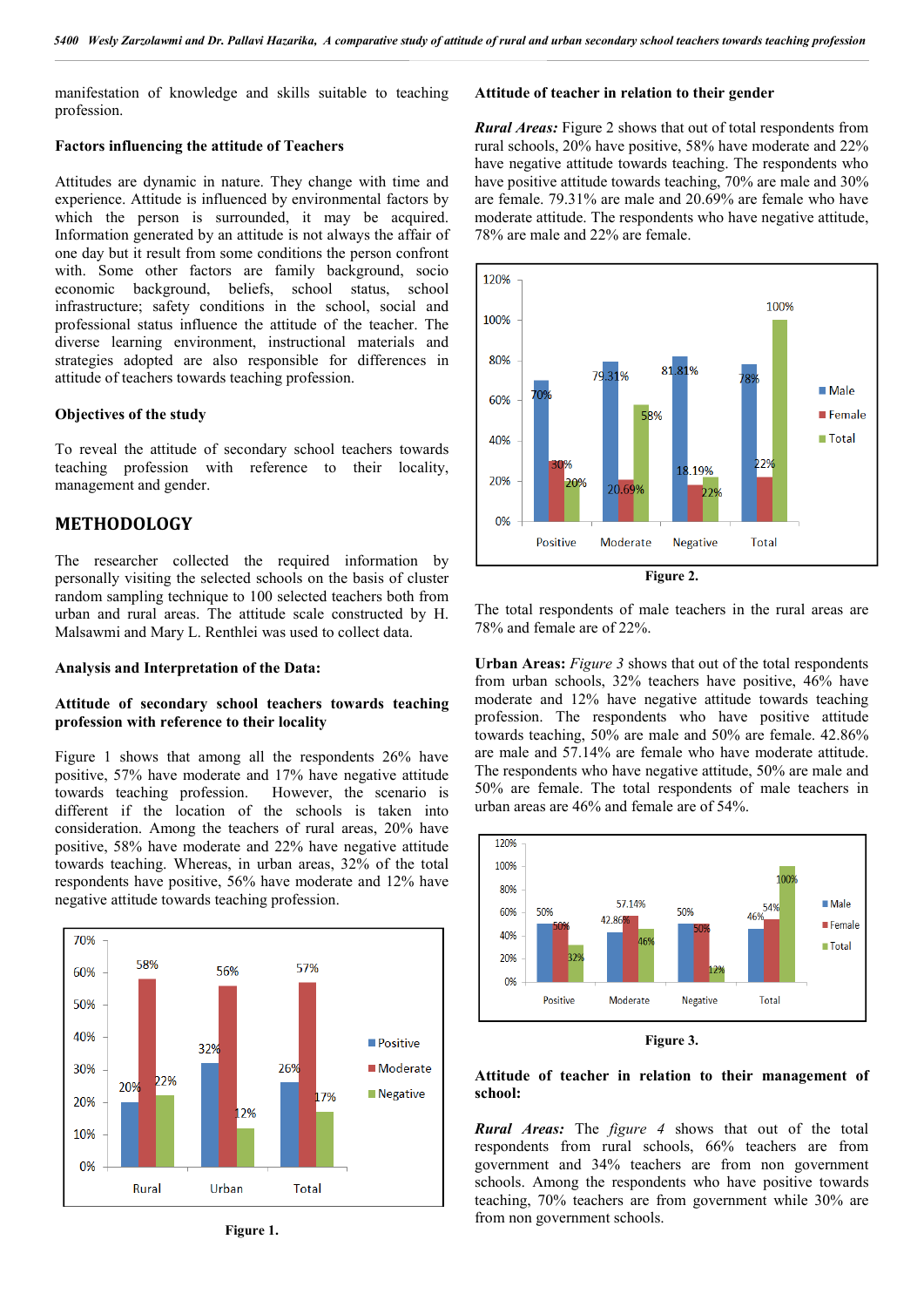manifestation of knowledge and skills suitable to teaching profession.

### Factors influencing the attitude of Teachers

Attitudes are dynamic in nature. They change with time and experience. Attitude is influenced by environmental factors by which the person is surrounded, it may be acquired. Information generated by an attitude is not always the affair of one day but it result from some conditions the person confront with. Some other factors are family background, socio economic background, beliefs, school status, school infrastructure; safety conditions in the school, social and professional status influence the attitude of the teacher. The diverse learning environment, instructional materials and strategies adopted are also responsible for differences in attitude of teachers towards teaching profession.

### Objectives of the study

To reveal the attitude of secondary school teachers towards teaching profession with reference to their locality, management and gender.

## METHODOLOGY

The researcher collected the required information by personally visiting the selected schools on the basis of cluster random sampling technique to 100 selected teachers both from urban and rural areas. The attitude scale constructed by H. Malsawmi and Mary L. Renthlei was used to collect data.

### Analysis and Interpretation of the Data:

### Attitude of secondary school teachers towards teaching profession with reference to their locality

Figure 1 shows that among all the respondents 26% have positive, 57% have moderate and 17% have negative attitude towards teaching profession. However, the scenario is different if the location of the schools is taken into consideration. Among the teachers of rural areas, 20% have positive, 58% have moderate and 22% have negative attitude towards teaching. Whereas, in urban areas, 32% of the total respondents have positive, 56% have moderate and 12% have negative attitude towards teaching profession.

**Figure 1.**

### Attitude of teacher in relation to their gender

***Rural Areas:*** Figure 2 shows that out of total respondents from rural schools, 20% have positive, 58% have moderate and 22% have negative attitude towards teaching. The respondents who have positive attitude towards teaching, 70% are male and 30% are female. 79.31% are male and 20.69% are female who have moderate attitude. The respondents who have negative attitude, 78% are male and 22% are female.

**Figure 2.**

The total respondents of male teachers in the rural areas are 78% and female are of 22%.

**Urban Areas:** *Figure 3* shows that out of the total respondents from urban schools, 32% teachers have positive, 46% have moderate and 12% have negative attitude towards teaching profession. The respondents who have positive attitude towards teaching, 50% are male and 50% are female. 42.86% are male and 57.14% are female who have moderate attitude. The respondents who have negative attitude, 50% are male and 50% are female. The total respondents of male teachers in urban areas are 46% and female are of 54%.

**Figure 3.**

### Attitude of teacher in relation to their management of school:

***Rural Areas:*** The *figure 4* shows that out of the total respondents from rural schools, 66% teachers are from government and 34% teachers are from non government schools. Among the respondents who have positive towards teaching, 70% teachers are from government while 30% are from non government schools.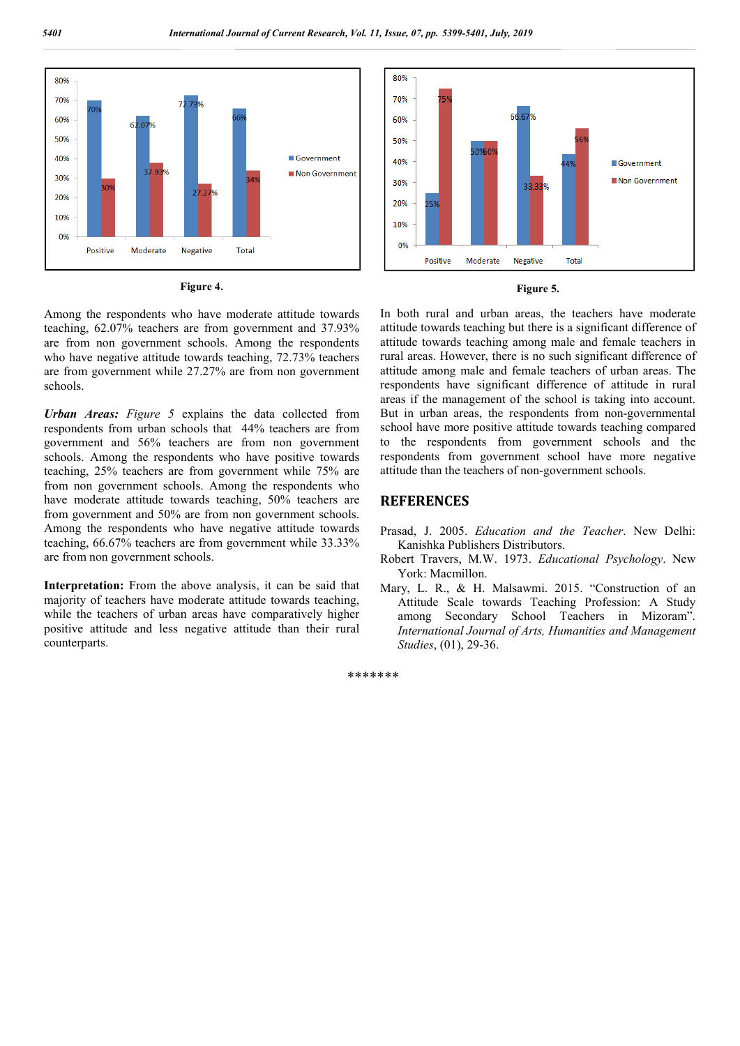80%
70%
60%
50%
40%
30%
20%
10%
0%

70%
62.07%
72.73%
66%
30%
37.93%
27.27%
34%

Positive Moderate Negative Total

Government
Non Government

**Figure 4.**

80%
70%
60%
50%
40%
30%
20%
10%
0%

75%
66.67%
50% 50%
56%
44%
33.33%
25%

Positive Moderate Negative Total

Government
Non Government

**Figure 5.**

Among the respondents who have moderate attitude towards teaching, 62.07% teachers are from government and 37.93% are from non government schools. Among the respondents who have negative attitude towards teaching, 72.73% teachers are from government while 27.27% are from non government schools.

***Urban Areas:*** *Figure 5* explains the data collected from respondents from urban schools that 44% teachers are from government and 56% teachers are from non government schools. Among the respondents who have positive towards teaching, 25% teachers are from government while 75% are from non government schools. Among the respondents who have moderate attitude towards teaching, 50% teachers are from government and 50% are from non government schools. Among the respondents who have negative attitude towards teaching, 66.67% teachers are from government while 33.33% are from non government schools.

**Interpretation:** From the above analysis, it can be said that majority of teachers have moderate attitude towards teaching, while the teachers of urban areas have comparatively higher positive attitude and less negative attitude than their rural counterparts.

In both rural and urban areas, the teachers have moderate attitude towards teaching but there is a significant difference of attitude towards teaching among male and female teachers in rural areas. However, there is no such significant difference of attitude among male and female teachers of urban areas. The respondents have significant difference of attitude in rural areas if the management of the school is taking into account. But in urban areas, the respondents from non-governmental school have more positive attitude towards teaching compared to the respondents from government schools and the respondents from government school have more negative attitude than the teachers of non-government schools.

## REFERENCES

Prasad, J. 2005. *Education and the Teacher*. New Delhi: Kanishka Publishers Distributors.

Robert Travers, M.W. 1973. *Educational Psychology*. New York: Macmillon.

Mary, L. R., & H. Malsawmi. 2015. "Construction of an Attitude Scale towards Teaching Profession: A Study among Secondary School Teachers in Mizoram". *International Journal of Arts, Humanities and Management Studies*, (01), 29-36.

*******